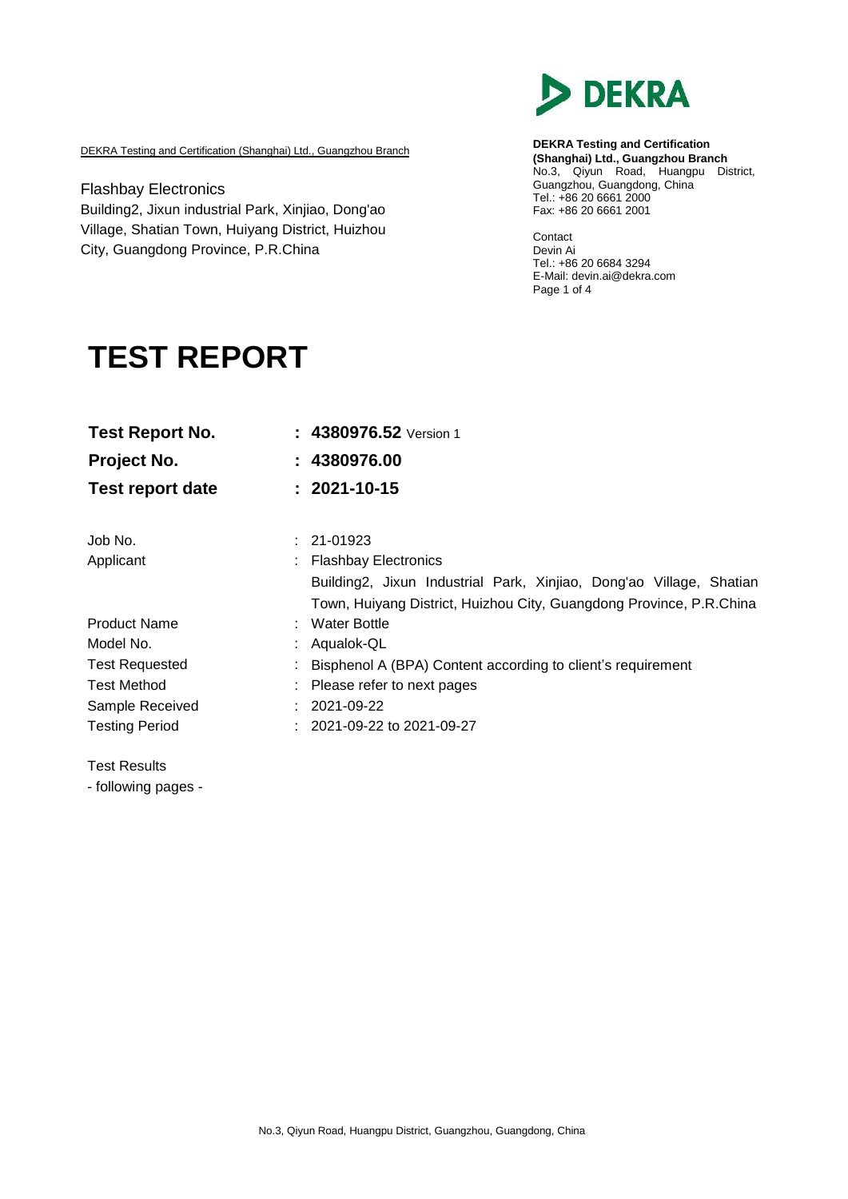DEKRA Testing and Certification (Shanghai) Ltd., Guangzhou Branch

Flashbay Electronics
Building2, Jixun industrial Park, Xinjiao, Dong'ao Village, Shatian Town, Huiyang District, Huizhou City, Guangdong Province, P.R.China

**DEKRA Testing and Certification (Shanghai) Ltd., Guangzhou Branch**
No.3, Qiyun Road, Huangpu District, Guangzhou, Guangdong, China
Tel.: +86 20 6661 2000
Fax: +86 20 6661 2001

Contact
Devin Ai
Tel.: +86 20 6684 3294
E-Mail: devin.ai@dekra.com

# TEST REPORT

| | |
|---|---|
| **Test Report No.** | **: 4380976.52** Version 1 |
| **Project No.** | **: 4380976.00** |
| **Test report date** | **: 2021-10-15** |

| | |
|---|---|
| Job No. | : 21-01923 |
| Applicant | : Flashbay Electronics<br>Building2, Jixun Industrial Park, Xinjiao, Dong'ao Village, Shatian Town, Huiyang District, Huizhou City, Guangdong Province, P.R.China |
| Product Name | : Water Bottle |
| Model No. | : Aqualok-QL |
| Test Requested | : Bisphenol A (BPA) Content according to client's requirement |
| Test Method | : Please refer to next pages |
| Sample Received | : 2021-09-22 |
| Testing Period | : 2021-09-22 to 2021-09-27 |

Test Results
- following pages -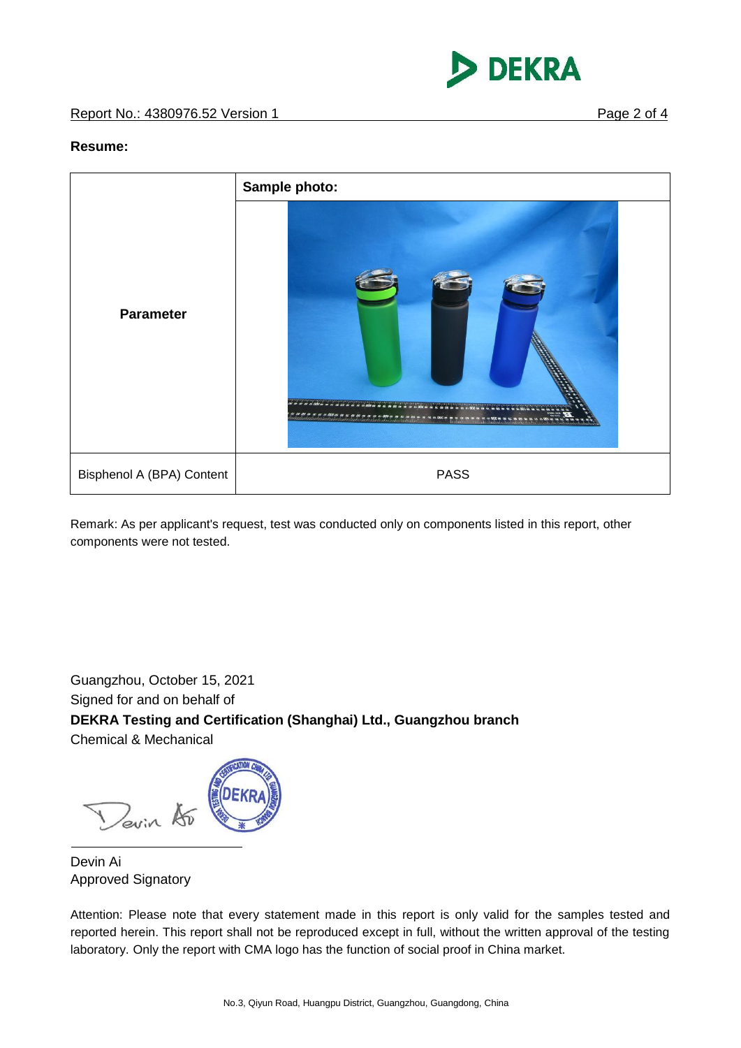**Resume:**

| Parameter | Sample photo: |
| --- | --- |
| Bisphenol A (BPA) Content | PASS |

Remark: As per applicant's request, test was conducted only on components listed in this report, other components were not tested.

Guangzhou, October 15, 2021
Signed for and on behalf of
**DEKRA Testing and Certification (Shanghai) Ltd., Guangzhou branch**
Chemical & Mechanical

Devin Ai
Approved Signatory

Attention: Please note that every statement made in this report is only valid for the samples tested and reported herein. This report shall not be reproduced except in full, without the written approval of the testing laboratory. Only the report with CMA logo has the function of social proof in China market.

No.3, Qiyun Road, Huangpu District, Guangzhou, Guangdong, China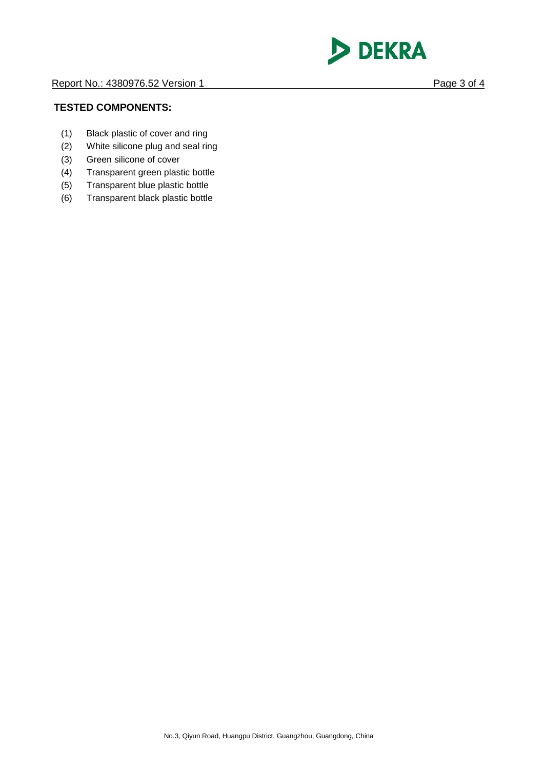**TESTED COMPONENTS:**

(1) Black plastic of cover and ring
(2) White silicone plug and seal ring
(3) Green silicone of cover
(4) Transparent green plastic bottle
(5) Transparent blue plastic bottle
(6) Transparent black plastic bottle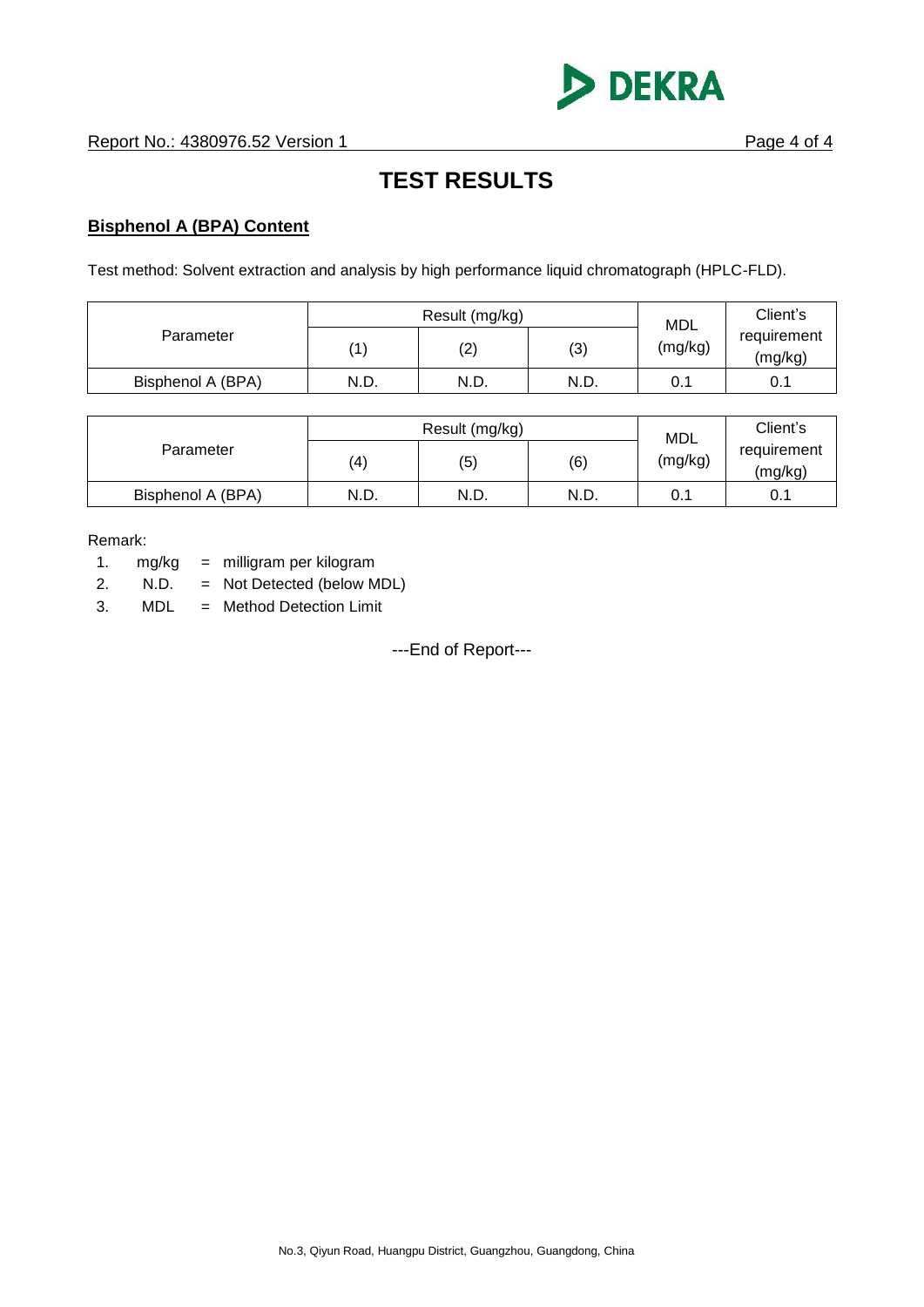# TEST RESULTS

## Bisphenol A (BPA) Content

Test method: Solvent extraction and analysis by high performance liquid chromatograph (HPLC-FLD).

| Parameter | Result (mg/kg) | | | MDL (mg/kg) | Client's requirement (mg/kg) |
|---|---|---|---|---|---|
| | (1) | (2) | (3) | | |
| Bisphenol A (BPA) | N.D. | N.D. | N.D. | 0.1 | 0.1 |

| Parameter | Result (mg/kg) | | | MDL (mg/kg) | Client's requirement (mg/kg) |
|---|---|---|---|---|---|
| | (4) | (5) | (6) | | |
| Bisphenol A (BPA) | N.D. | N.D. | N.D. | 0.1 | 0.1 |

Remark:

1. mg/kg = milligram per kilogram
2. N.D. = Not Detected (below MDL)
3. MDL = Method Detection Limit

---End of Report---

No.3, Qiyun Road, Huangpu District, Guangzhou, Guangdong, China